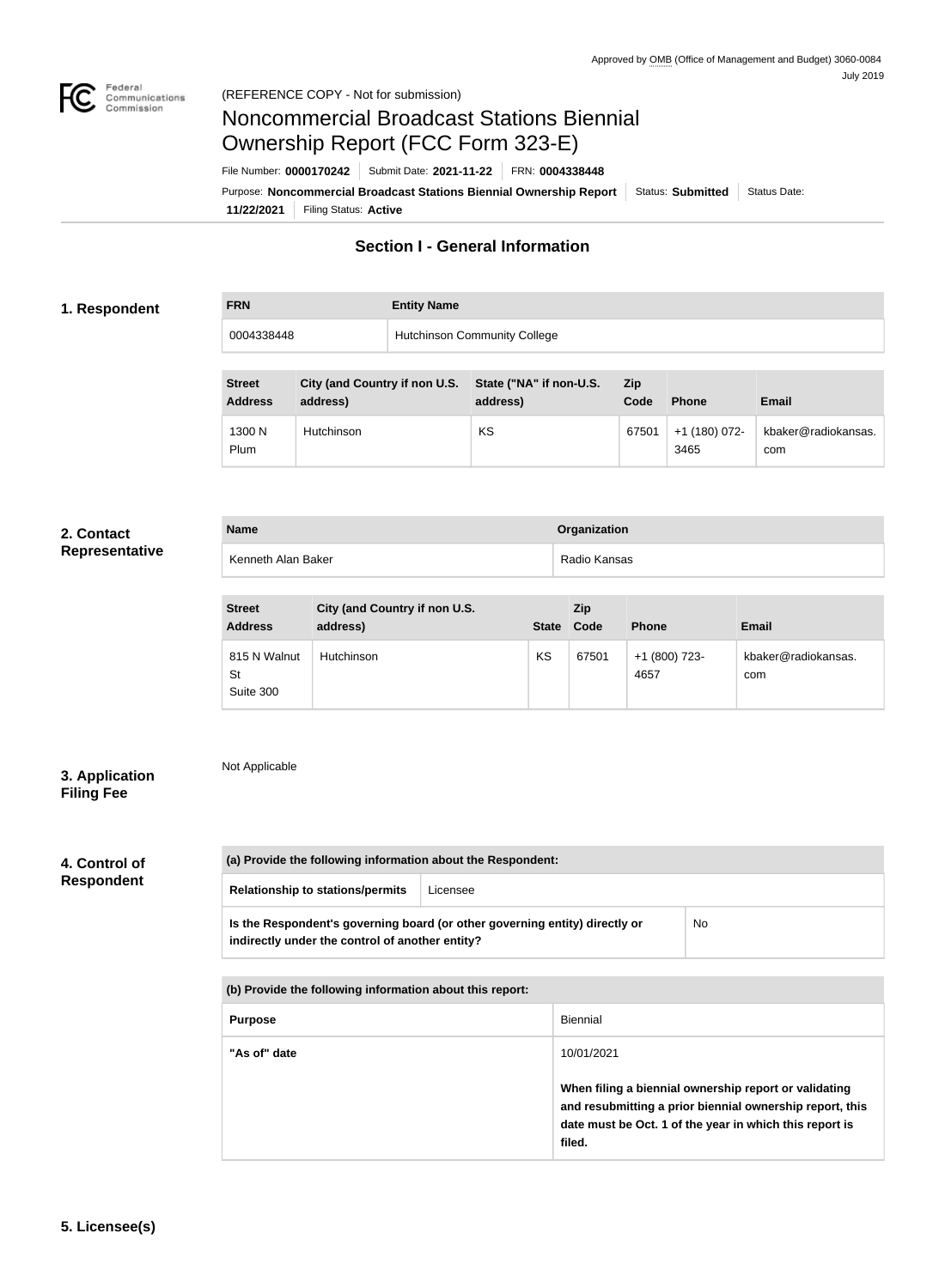Approved by OMB (Office of Management and Budget) 3060-0084
July 2019

(REFERENCE COPY - Not for submission)

# Noncommercial Broadcast Stations Biennial Ownership Report (FCC Form 323-E)

File Number: **0000170242** | Submit Date: **2021-11-22** | FRN: **0004338448**

Purpose: **Noncommercial Broadcast Stations Biennial Ownership Report** | Status: **Submitted** | Status Date: **11/22/2021** | Filing Status: **Active**

## Section I - General Information

### 1. Respondent

| FRN | Entity Name |
| --- | --- |
| 0004338448 | Hutchinson Community College |

| Street Address | City (and Country if non U.S. address) | State ("NA" if non-U.S. address) | Zip Code | Phone | Email |
| --- | --- | --- | --- | --- | --- |
| 1300 N Plum | Hutchinson | KS | 67501 | +1 (180) 072-3465 | kbaker@radiokansas.com |

### 2. Contact Representative

| Name | Organization |
| --- | --- |
| Kenneth Alan Baker | Radio Kansas |

| Street Address | City (and Country if non U.S. address) | State | Zip Code | Phone | Email |
| --- | --- | --- | --- | --- | --- |
| 815 N Walnut St Suite 300 | Hutchinson | KS | 67501 | +1 (800) 723-4657 | kbaker@radiokansas.com |

### 3. Application Filing Fee

Not Applicable

### 4. Control of Respondent

| (a) Provide the following information about the Respondent: | |
| --- | --- |
| Relationship to stations/permits | Licensee |
| Is the Respondent's governing board (or other governing entity) directly or indirectly under the control of another entity? | No |

| (b) Provide the following information about this report: | |
| --- | --- |
| Purpose | Biennial |
| "As of" date | 10/01/2021<br>**When filing a biennial ownership report or validating and resubmitting a prior biennial ownership report, this date must be Oct. 1 of the year in which this report is filed.** |

### 5. Licensee(s)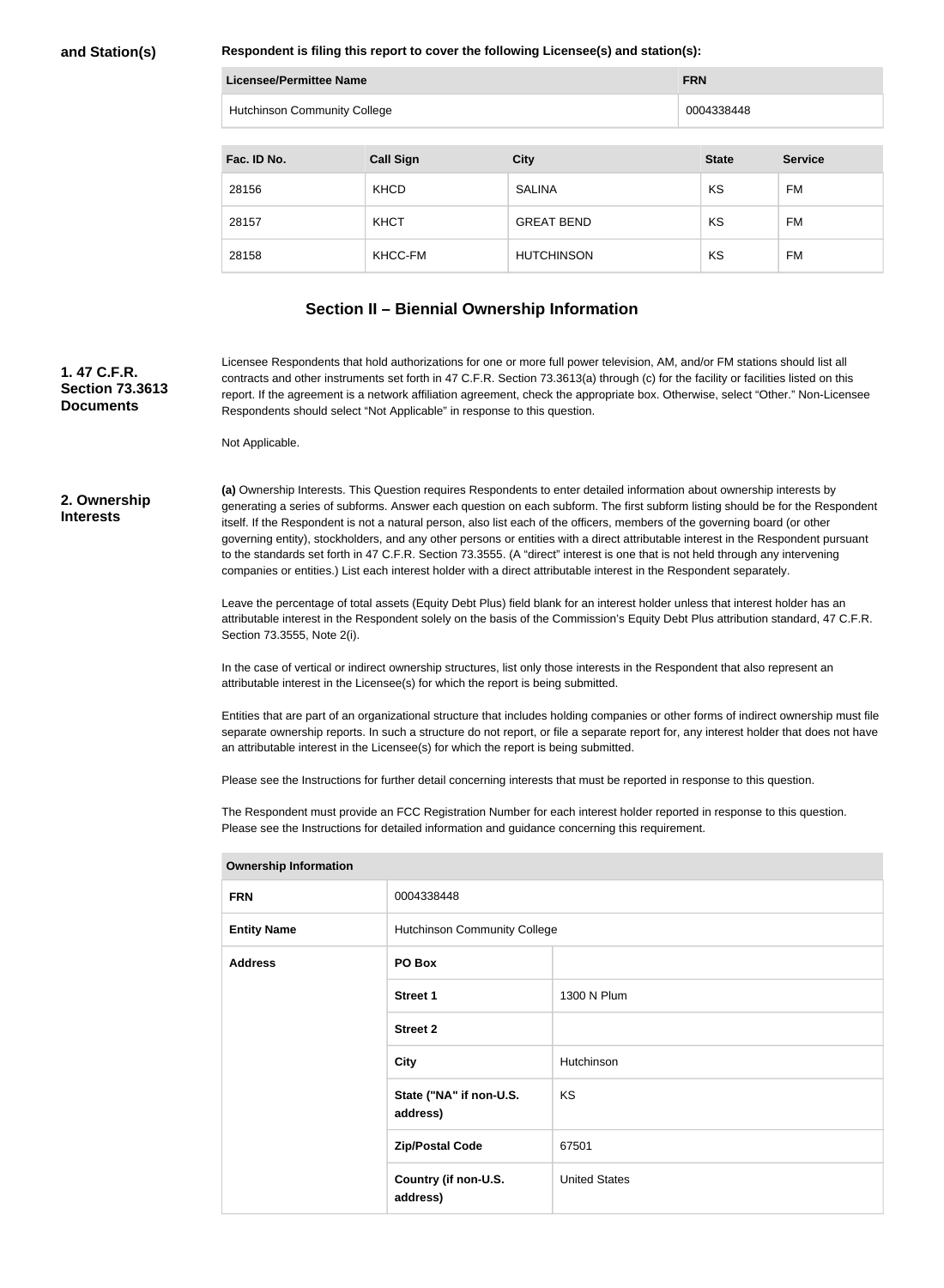**and Station(s)**

**Respondent is filing this report to cover the following Licensee(s) and station(s):**

| Licensee/Permittee Name | FRN |
|---|---|
| Hutchinson Community College | 0004338448 |

| Fac. ID No. | Call Sign | City | State | Service |
|---|---|---|---|---|
| 28156 | KHCD | SALINA | KS | FM |
| 28157 | KHCT | GREAT BEND | KS | FM |
| 28158 | KHCC-FM | HUTCHINSON | KS | FM |

## Section II – Biennial Ownership Information

**1. 47 C.F.R. Section 73.3613 Documents**

Licensee Respondents that hold authorizations for one or more full power television, AM, and/or FM stations should list all contracts and other instruments set forth in 47 C.F.R. Section 73.3613(a) through (c) for the facility or facilities listed on this report. If the agreement is a network affiliation agreement, check the appropriate box. Otherwise, select "Other." Non-Licensee Respondents should select "Not Applicable" in response to this question.

Not Applicable.

**2. Ownership Interests**

**(a)** Ownership Interests. This Question requires Respondents to enter detailed information about ownership interests by generating a series of subforms. Answer each question on each subform. The first subform listing should be for the Respondent itself. If the Respondent is not a natural person, also list each of the officers, members of the governing board (or other governing entity), stockholders, and any other persons or entities with a direct attributable interest in the Respondent pursuant to the standards set forth in 47 C.F.R. Section 73.3555. (A "direct" interest is one that is not held through any intervening companies or entities.) List each interest holder with a direct attributable interest in the Respondent separately.

Leave the percentage of total assets (Equity Debt Plus) field blank for an interest holder unless that interest holder has an attributable interest in the Respondent solely on the basis of the Commission's Equity Debt Plus attribution standard, 47 C.F.R. Section 73.3555, Note 2(i).

In the case of vertical or indirect ownership structures, list only those interests in the Respondent that also represent an attributable interest in the Licensee(s) for which the report is being submitted.

Entities that are part of an organizational structure that includes holding companies or other forms of indirect ownership must file separate ownership reports. In such a structure do not report, or file a separate report for, any interest holder that does not have an attributable interest in the Licensee(s) for which the report is being submitted.

Please see the Instructions for further detail concerning interests that must be reported in response to this question.

The Respondent must provide an FCC Registration Number for each interest holder reported in response to this question. Please see the Instructions for detailed information and guidance concerning this requirement.

| Ownership Information | | |
|---|---|---|
| FRN | 0004338448 | |
| Entity Name | Hutchinson Community College | |
| Address | PO Box | |
| | Street 1 | 1300 N Plum |
| | Street 2 | |
| | City | Hutchinson |
| | State ("NA" if non-U.S. address) | KS |
| | Zip/Postal Code | 67501 |
| | Country (if non-U.S. address) | United States |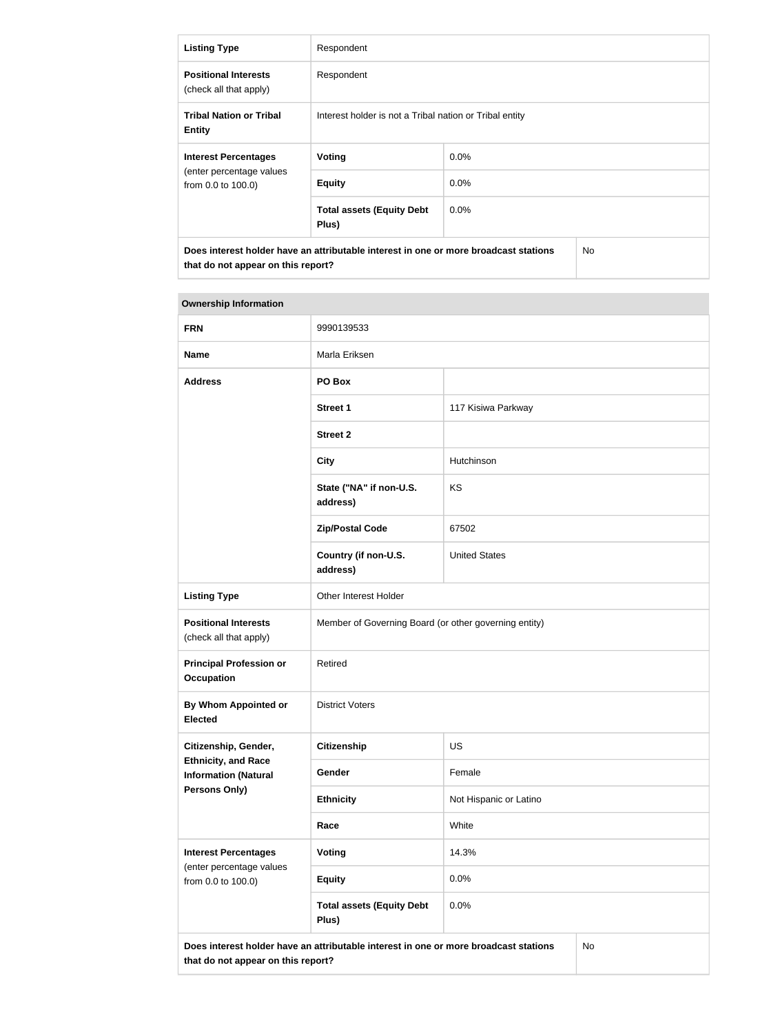| Listing Type | Respondent | |
|---|---|---|
| **Positional Interests** (check all that apply) | Respondent | |
| **Tribal Nation or Tribal Entity** | Interest holder is not a Tribal nation or Tribal entity | |
| **Interest Percentages** (enter percentage values from 0.0 to 100.0) | **Voting** | 0.0% |
| | **Equity** | 0.0% |
| | **Total assets (Equity Debt Plus)** | 0.0% |
| **Does interest holder have an attributable interest in one or more broadcast stations that do not appear on this report?** | | No |

| **Ownership Information** | | |
|---|---|---|
| **FRN** | 9990139533 | |
| **Name** | Marla Eriksen | |
| **Address** | **PO Box** | |
| | **Street 1** | 117 Kisiwa Parkway |
| | **Street 2** | |
| | **City** | Hutchinson |
| | **State ("NA" if non-U.S. address)** | KS |
| | **Zip/Postal Code** | 67502 |
| | **Country (if non-U.S. address)** | United States |
| **Listing Type** | Other Interest Holder | |
| **Positional Interests** (check all that apply) | Member of Governing Board (or other governing entity) | |
| **Principal Profession or Occupation** | Retired | |
| **By Whom Appointed or Elected** | District Voters | |
| **Citizenship, Gender, Ethnicity, and Race Information (Natural Persons Only)** | **Citizenship** | US |
| | **Gender** | Female |
| | **Ethnicity** | Not Hispanic or Latino |
| | **Race** | White |
| **Interest Percentages** (enter percentage values from 0.0 to 100.0) | **Voting** | 14.3% |
| | **Equity** | 0.0% |
| | **Total assets (Equity Debt Plus)** | 0.0% |
| **Does interest holder have an attributable interest in one or more broadcast stations that do not appear on this report?** | | No |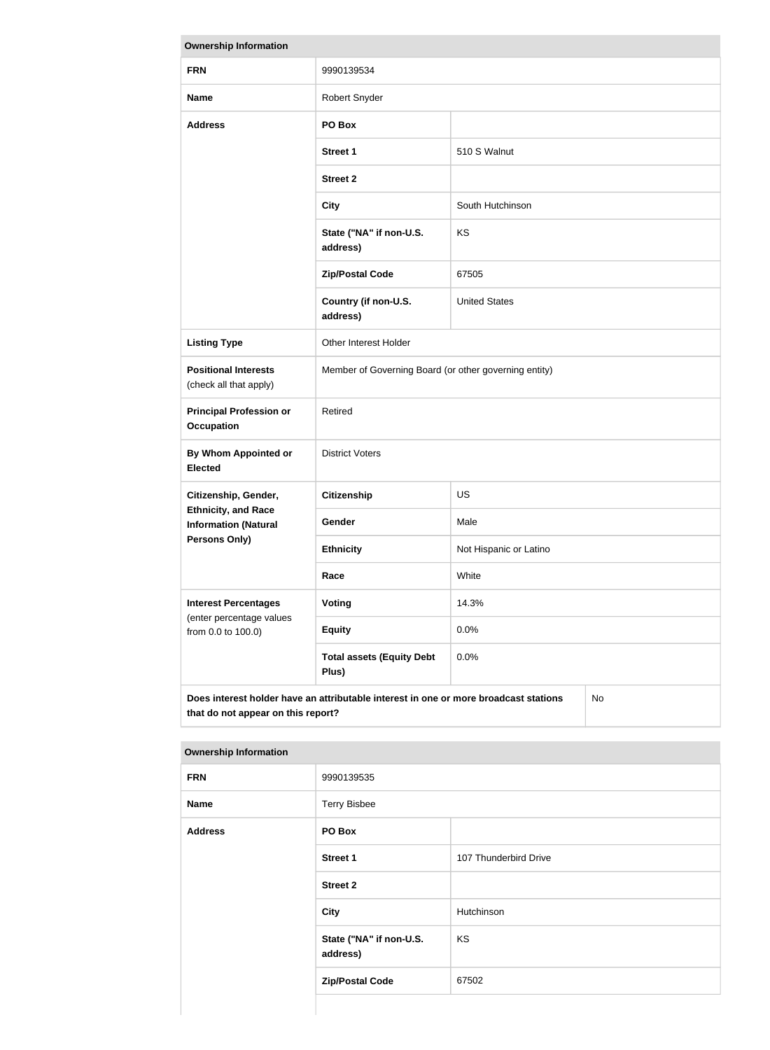| Ownership Information | | |
|---|---|---|
| **FRN** | 9990139534 | |
| **Name** | Robert Snyder | |
| **Address** | **PO Box** | |
| | **Street 1** | 510 S Walnut |
| | **Street 2** | |
| | **City** | South Hutchinson |
| | **State ("NA" if non-U.S. address)** | KS |
| | **Zip/Postal Code** | 67505 |
| | **Country (if non-U.S. address)** | United States |
| **Listing Type** | Other Interest Holder | |
| **Positional Interests** (check all that apply) | Member of Governing Board (or other governing entity) | |
| **Principal Profession or Occupation** | Retired | |
| **By Whom Appointed or Elected** | District Voters | |
| **Citizenship, Gender, Ethnicity, and Race Information (Natural Persons Only)** | **Citizenship** | US |
| | **Gender** | Male |
| | **Ethnicity** | Not Hispanic or Latino |
| | **Race** | White |
| **Interest Percentages** (enter percentage values from 0.0 to 100.0) | **Voting** | 14.3% |
| | **Equity** | 0.0% |
| | **Total assets (Equity Debt Plus)** | 0.0% |
| **Does interest holder have an attributable interest in one or more broadcast stations that do not appear on this report?** | | No |

| Ownership Information | | |
|---|---|---|
| **FRN** | 9990139535 | |
| **Name** | Terry Bisbee | |
| **Address** | **PO Box** | |
| | **Street 1** | 107 Thunderbird Drive |
| | **Street 2** | |
| | **City** | Hutchinson |
| | **State ("NA" if non-U.S. address)** | KS |
| | **Zip/Postal Code** | 67502 |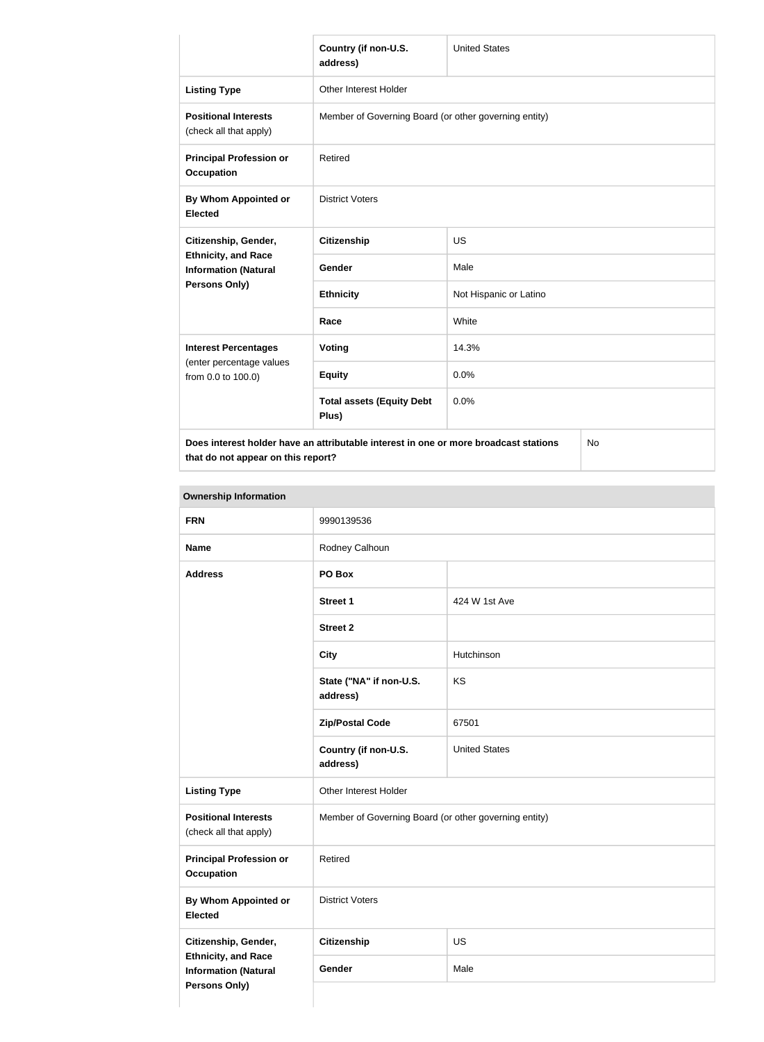| | | |
|---|---|---|
| | **Country (if non-U.S. address)** | United States |
| **Listing Type** | Other Interest Holder | |
| **Positional Interests** (check all that apply) | Member of Governing Board (or other governing entity) | |
| **Principal Profession or Occupation** | Retired | |
| **By Whom Appointed or Elected** | District Voters | |
| **Citizenship, Gender, Ethnicity, and Race Information (Natural Persons Only)** | **Citizenship** | US |
| | **Gender** | Male |
| | **Ethnicity** | Not Hispanic or Latino |
| | **Race** | White |
| **Interest Percentages** (enter percentage values from 0.0 to 100.0) | **Voting** | 14.3% |
| | **Equity** | 0.0% |
| | **Total assets (Equity Debt Plus)** | 0.0% |
| **Does interest holder have an attributable interest in one or more broadcast stations that do not appear on this report?** | | No |

**Ownership Information**

| | | |
|---|---|---|
| **FRN** | 9990139536 | |
| **Name** | Rodney Calhoun | |
| **Address** | **PO Box** | |
| | **Street 1** | 424 W 1st Ave |
| | **Street 2** | |
| | **City** | Hutchinson |
| | **State ("NA" if non-U.S. address)** | KS |
| | **Zip/Postal Code** | 67501 |
| | **Country (if non-U.S. address)** | United States |
| **Listing Type** | Other Interest Holder | |
| **Positional Interests** (check all that apply) | Member of Governing Board (or other governing entity) | |
| **Principal Profession or Occupation** | Retired | |
| **By Whom Appointed or Elected** | District Voters | |
| **Citizenship, Gender, Ethnicity, and Race Information (Natural Persons Only)** | **Citizenship** | US |
| | **Gender** | Male |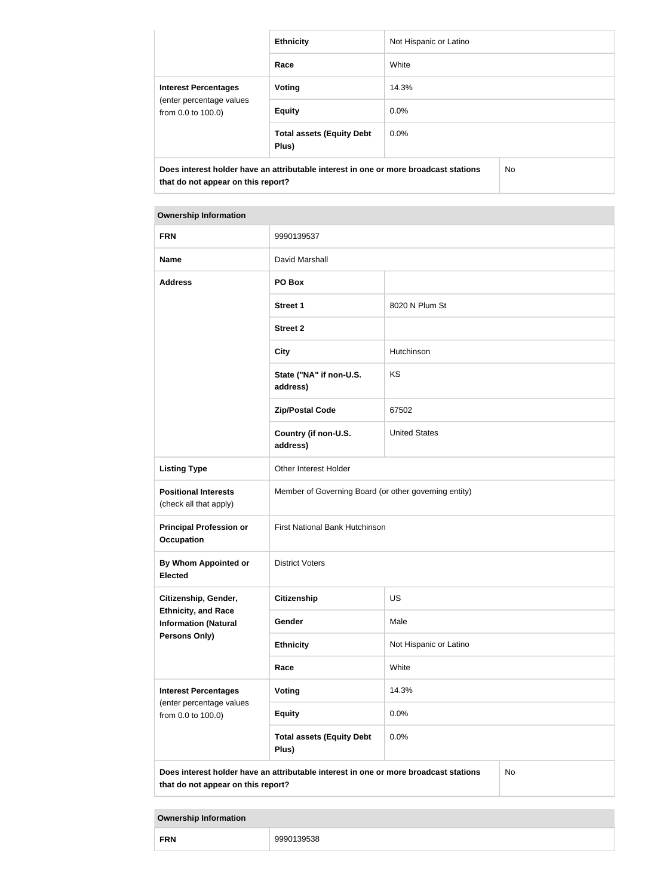| | | |
|---|---|---|
| | **Ethnicity** | Not Hispanic or Latino |
| | **Race** | White |
| **Interest Percentages** (enter percentage values from 0.0 to 100.0) | **Voting** | 14.3% |
| | **Equity** | 0.0% |
| | **Total assets (Equity Debt Plus)** | 0.0% |
| **Does interest holder have an attributable interest in one or more broadcast stations that do not appear on this report?** | | No |

| **Ownership Information** | | |
|---|---|---|
| **FRN** | 9990139537 | |
| **Name** | David Marshall | |
| **Address** | **PO Box** | |
| | **Street 1** | 8020 N Plum St |
| | **Street 2** | |
| | **City** | Hutchinson |
| | **State ("NA" if non-U.S. address)** | KS |
| | **Zip/Postal Code** | 67502 |
| | **Country (if non-U.S. address)** | United States |
| **Listing Type** | Other Interest Holder | |
| **Positional Interests** (check all that apply) | Member of Governing Board (or other governing entity) | |
| **Principal Profession or Occupation** | First National Bank Hutchinson | |
| **By Whom Appointed or Elected** | District Voters | |
| **Citizenship, Gender, Ethnicity, and Race Information (Natural Persons Only)** | **Citizenship** | US |
| | **Gender** | Male |
| | **Ethnicity** | Not Hispanic or Latino |
| | **Race** | White |
| **Interest Percentages** (enter percentage values from 0.0 to 100.0) | **Voting** | 14.3% |
| | **Equity** | 0.0% |
| | **Total assets (Equity Debt Plus)** | 0.0% |
| **Does interest holder have an attributable interest in one or more broadcast stations that do not appear on this report?** | | No |

| **Ownership Information** | |
|---|---|
| **FRN** | 9990139538 |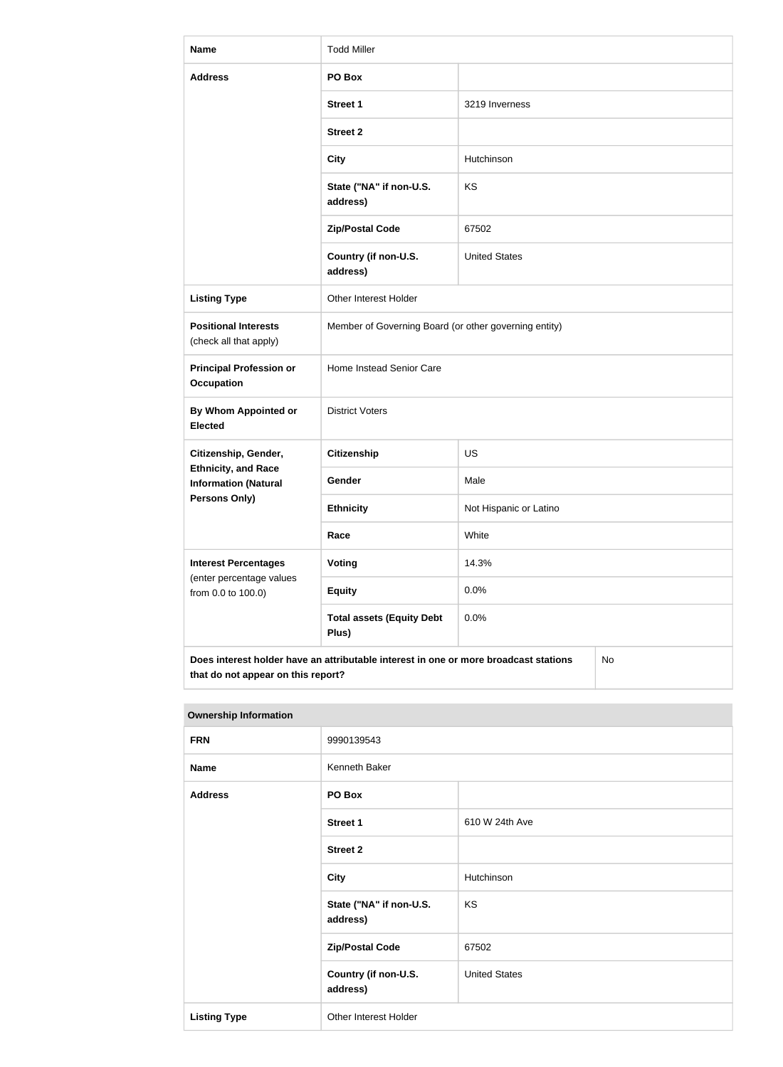| Name | Todd Miller | |
|---|---|---|
| Address | PO Box | |
| | Street 1 | 3219 Inverness |
| | Street 2 | |
| | City | Hutchinson |
| | State ("NA" if non-U.S. address) | KS |
| | Zip/Postal Code | 67502 |
| | Country (if non-U.S. address) | United States |
| Listing Type | Other Interest Holder | |
| Positional Interests (check all that apply) | Member of Governing Board (or other governing entity) | |
| Principal Profession or Occupation | Home Instead Senior Care | |
| By Whom Appointed or Elected | District Voters | |
| Citizenship, Gender, Ethnicity, and Race Information (Natural Persons Only) | Citizenship | US |
| | Gender | Male |
| | Ethnicity | Not Hispanic or Latino |
| | Race | White |
| Interest Percentages (enter percentage values from 0.0 to 100.0) | Voting | 14.3% |
| | Equity | 0.0% |
| | Total assets (Equity Debt Plus) | 0.0% |
| Does interest holder have an attributable interest in one or more broadcast stations that do not appear on this report? | | No |

| Ownership Information | | |
|---|---|---|
| FRN | 9990139543 | |
| Name | Kenneth Baker | |
| Address | PO Box | |
| | Street 1 | 610 W 24th Ave |
| | Street 2 | |
| | City | Hutchinson |
| | State ("NA" if non-U.S. address) | KS |
| | Zip/Postal Code | 67502 |
| | Country (if non-U.S. address) | United States |
| Listing Type | Other Interest Holder | |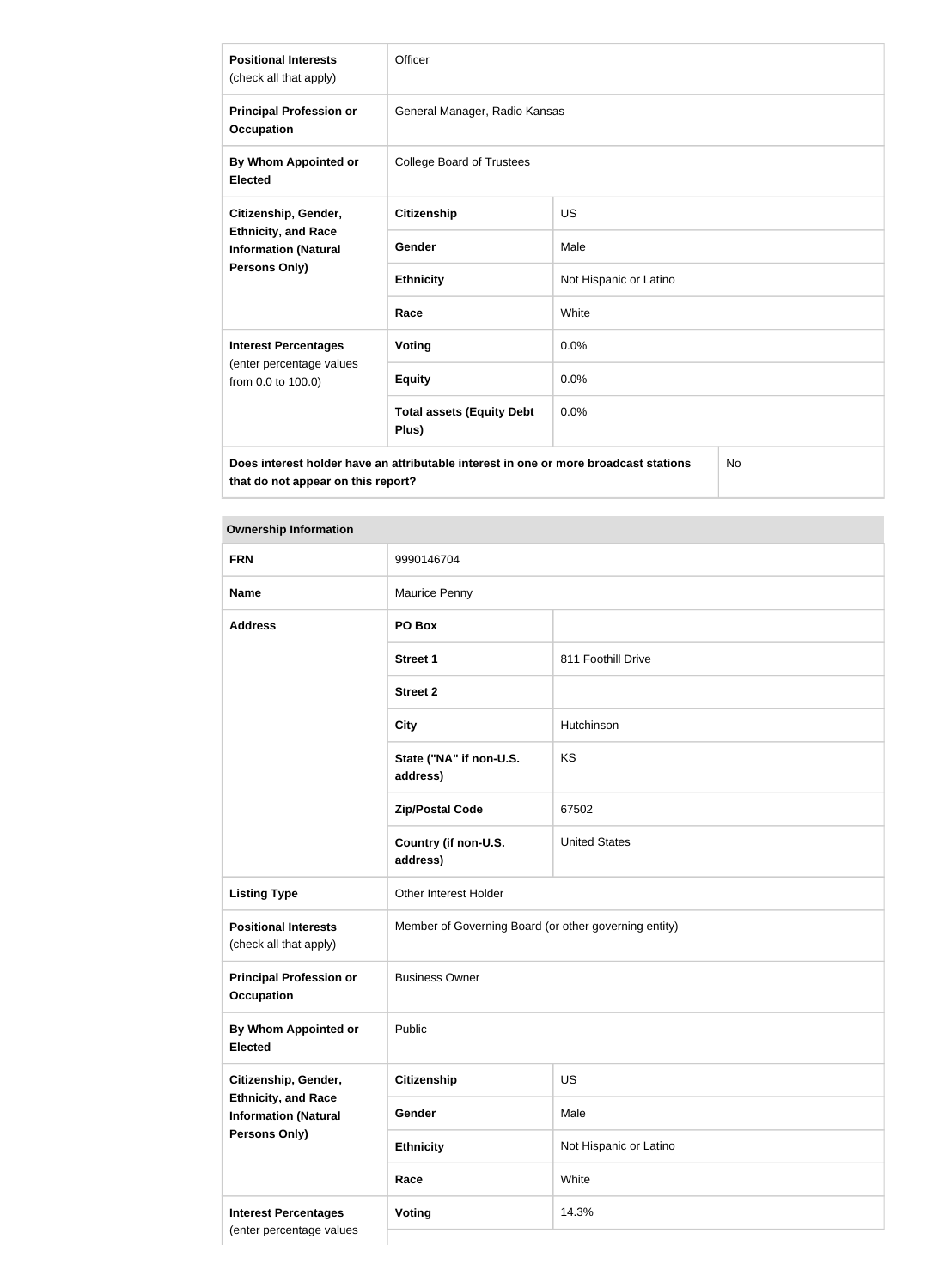| | | |
|---|---|---|
| **Positional Interests** (check all that apply) | Officer | |
| **Principal Profession or Occupation** | General Manager, Radio Kansas | |
| **By Whom Appointed or Elected** | College Board of Trustees | |
| **Citizenship, Gender, Ethnicity, and Race Information (Natural Persons Only)** | **Citizenship** | US |
| | **Gender** | Male |
| | **Ethnicity** | Not Hispanic or Latino |
| | **Race** | White |
| **Interest Percentages** (enter percentage values from 0.0 to 100.0) | **Voting** | 0.0% |
| | **Equity** | 0.0% |
| | **Total assets (Equity Debt Plus)** | 0.0% |
| **Does interest holder have an attributable interest in one or more broadcast stations that do not appear on this report?** | | No |

| **Ownership Information** | | |
|---|---|---|
| **FRN** | 9990146704 | |
| **Name** | Maurice Penny | |
| **Address** | **PO Box** | |
| | **Street 1** | 811 Foothill Drive |
| | **Street 2** | |
| | **City** | Hutchinson |
| | **State ("NA" if non-U.S. address)** | KS |
| | **Zip/Postal Code** | 67502 |
| | **Country (if non-U.S. address)** | United States |
| **Listing Type** | Other Interest Holder | |
| **Positional Interests** (check all that apply) | Member of Governing Board (or other governing entity) | |
| **Principal Profession or Occupation** | Business Owner | |
| **By Whom Appointed or Elected** | Public | |
| **Citizenship, Gender, Ethnicity, and Race Information (Natural Persons Only)** | **Citizenship** | US |
| | **Gender** | Male |
| | **Ethnicity** | Not Hispanic or Latino |
| | **Race** | White |
| **Interest Percentages** (enter percentage values | **Voting** | 14.3% |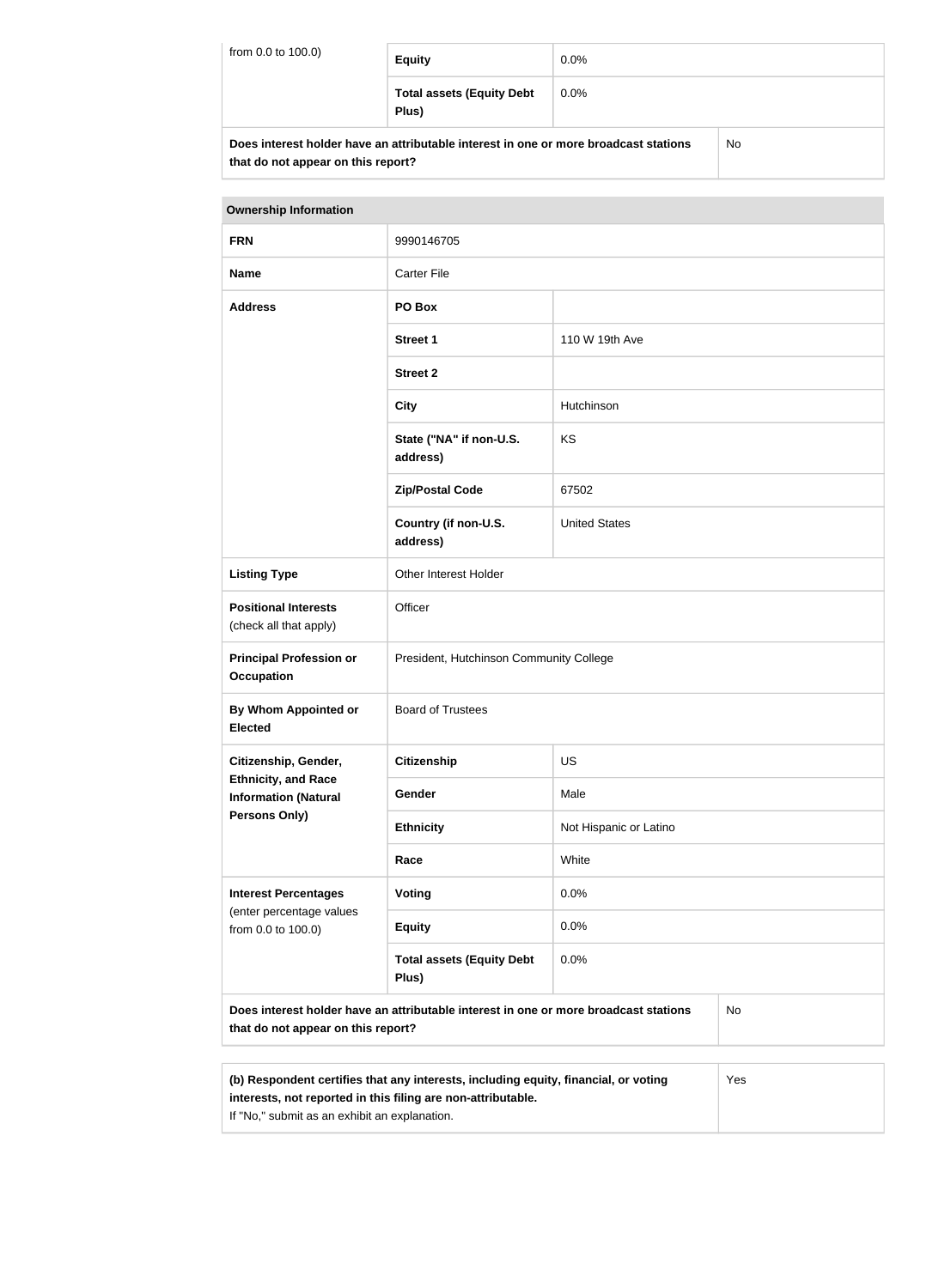| from 0.0 to 100.0) | **Equity** | 0.0% |
|---|---|---|
| | **Total assets (Equity Debt Plus)** | 0.0% |
| **Does interest holder have an attributable interest in one or more broadcast stations that do not appear on this report?** | | No |

| **Ownership Information** | | |
|---|---|---|
| **FRN** | 9990146705 | |
| **Name** | Carter File | |
| **Address** | **PO Box** | |
| | **Street 1** | 110 W 19th Ave |
| | **Street 2** | |
| | **City** | Hutchinson |
| | **State ("NA" if non-U.S. address)** | KS |
| | **Zip/Postal Code** | 67502 |
| | **Country (if non-U.S. address)** | United States |
| **Listing Type** | Other Interest Holder | |
| **Positional Interests** (check all that apply) | Officer | |
| **Principal Profession or Occupation** | President, Hutchinson Community College | |
| **By Whom Appointed or Elected** | Board of Trustees | |
| **Citizenship, Gender, Ethnicity, and Race Information (Natural Persons Only)** | **Citizenship** | US |
| | **Gender** | Male |
| | **Ethnicity** | Not Hispanic or Latino |
| | **Race** | White |
| **Interest Percentages** (enter percentage values from 0.0 to 100.0) | **Voting** | 0.0% |
| | **Equity** | 0.0% |
| | **Total assets (Equity Debt Plus)** | 0.0% |
| **Does interest holder have an attributable interest in one or more broadcast stations that do not appear on this report?** | | No |

| **(b) Respondent certifies that any interests, including equity, financial, or voting interests, not reported in this filing are non-attributable.** If "No," submit as an exhibit an explanation. | Yes |
|---|---|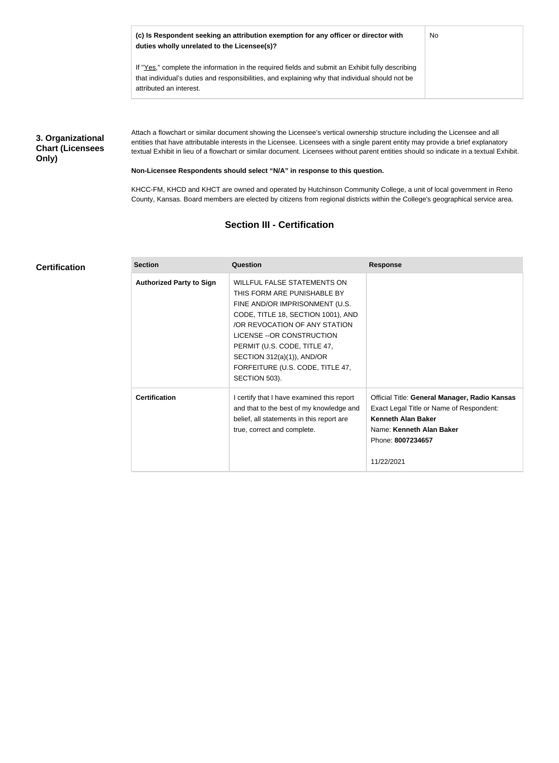| | |
|---|---|
| **(c) Is Respondent seeking an attribution exemption for any officer or director with duties wholly unrelated to the Licensee(s)?**<br><br>If "Yes," complete the information in the required fields and submit an Exhibit fully describing that individual's duties and responsibilities, and explaining why that individual should not be attributed an interest. | No |

**3. Organizational Chart (Licensees Only)**

Attach a flowchart or similar document showing the Licensee's vertical ownership structure including the Licensee and all entities that have attributable interests in the Licensee. Licensees with a single parent entity may provide a brief explanatory textual Exhibit in lieu of a flowchart or similar document. Licensees without parent entities should so indicate in a textual Exhibit.

**Non-Licensee Respondents should select "N/A" in response to this question.**

KHCC-FM, KHCD and KHCT are owned and operated by Hutchinson Community College, a unit of local government in Reno County, Kansas. Board members are elected by citizens from regional districts within the College's geographical service area.

## Section III - Certification

**Certification**

| Section | Question | Response |
|---|---|---|
| **Authorized Party to Sign** | WILLFUL FALSE STATEMENTS ON THIS FORM ARE PUNISHABLE BY FINE AND/OR IMPRISONMENT (U.S. CODE, TITLE 18, SECTION 1001), AND /OR REVOCATION OF ANY STATION LICENSE --OR CONSTRUCTION PERMIT (U.S. CODE, TITLE 47, SECTION 312(a)(1)), AND/OR FORFEITURE (U.S. CODE, TITLE 47, SECTION 503). | |
| **Certification** | I certify that I have examined this report and that to the best of my knowledge and belief, all statements in this report are true, correct and complete. | Official Title: **General Manager, Radio Kansas**<br>Exact Legal Title or Name of Respondent: **Kenneth Alan Baker**<br>Name: **Kenneth Alan Baker**<br>Phone: **8007234657**<br><br>11/22/2021 |